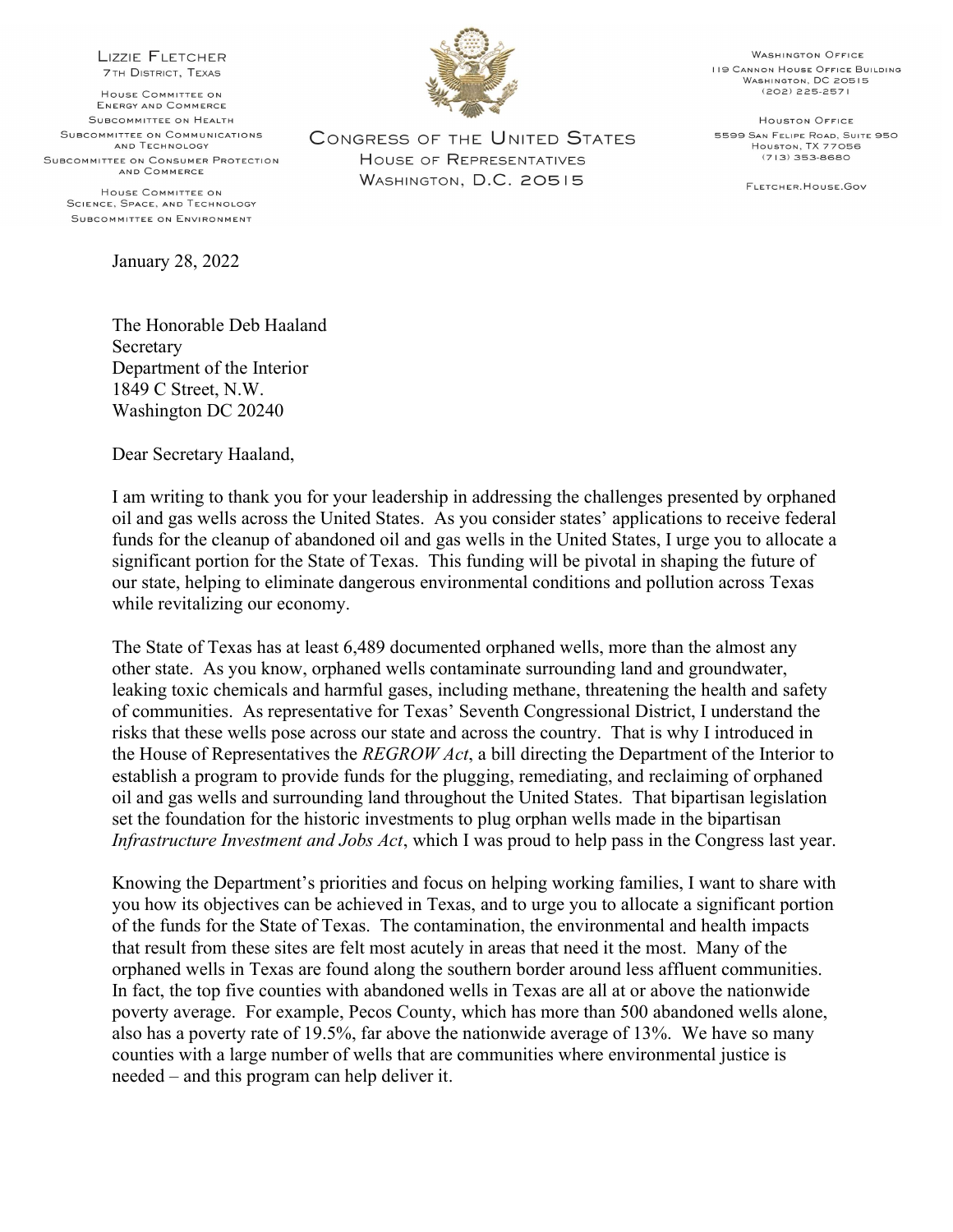LIZZIE FLETCHER
7TH DISTRICT, TEXAS

HOUSE COMMITTEE ON ENERGY AND COMMERCE
SUBCOMMITTEE ON HEALTH
SUBCOMMITTEE ON COMMUNICATIONS AND TECHNOLOGY
SUBCOMMITTEE ON CONSUMER PROTECTION AND COMMERCE

HOUSE COMMITTEE ON SCIENCE, SPACE, AND TECHNOLOGY
SUBCOMMITTEE ON ENVIRONMENT

CONGRESS OF THE UNITED STATES
HOUSE OF REPRESENTATIVES
WASHINGTON, D.C. 20515

WASHINGTON OFFICE
119 CANNON HOUSE OFFICE BUILDING
WASHINGTON, DC 20515
(202) 225-2571

HOUSTON OFFICE
5599 SAN FELIPE ROAD, SUITE 950
HOUSTON, TX 77056
(713) 353-8680

FLETCHER.HOUSE.GOV

January 28, 2022

The Honorable Deb Haaland
Secretary
Department of the Interior
1849 C Street, N.W.
Washington DC 20240

Dear Secretary Haaland,

I am writing to thank you for your leadership in addressing the challenges presented by orphaned oil and gas wells across the United States. As you consider states' applications to receive federal funds for the cleanup of abandoned oil and gas wells in the United States, I urge you to allocate a significant portion for the State of Texas. This funding will be pivotal in shaping the future of our state, helping to eliminate dangerous environmental conditions and pollution across Texas while revitalizing our economy.

The State of Texas has at least 6,489 documented orphaned wells, more than the almost any other state. As you know, orphaned wells contaminate surrounding land and groundwater, leaking toxic chemicals and harmful gases, including methane, threatening the health and safety of communities. As representative for Texas' Seventh Congressional District, I understand the risks that these wells pose across our state and across the country. That is why I introduced in the House of Representatives the *REGROW Act*, a bill directing the Department of the Interior to establish a program to provide funds for the plugging, remediating, and reclaiming of orphaned oil and gas wells and surrounding land throughout the United States. That bipartisan legislation set the foundation for the historic investments to plug orphan wells made in the bipartisan *Infrastructure Investment and Jobs Act*, which I was proud to help pass in the Congress last year.

Knowing the Department's priorities and focus on helping working families, I want to share with you how its objectives can be achieved in Texas, and to urge you to allocate a significant portion of the funds for the State of Texas. The contamination, the environmental and health impacts that result from these sites are felt most acutely in areas that need it the most. Many of the orphaned wells in Texas are found along the southern border around less affluent communities. In fact, the top five counties with abandoned wells in Texas are all at or above the nationwide poverty average. For example, Pecos County, which has more than 500 abandoned wells alone, also has a poverty rate of 19.5%, far above the nationwide average of 13%. We have so many counties with a large number of wells that are communities where environmental justice is needed – and this program can help deliver it.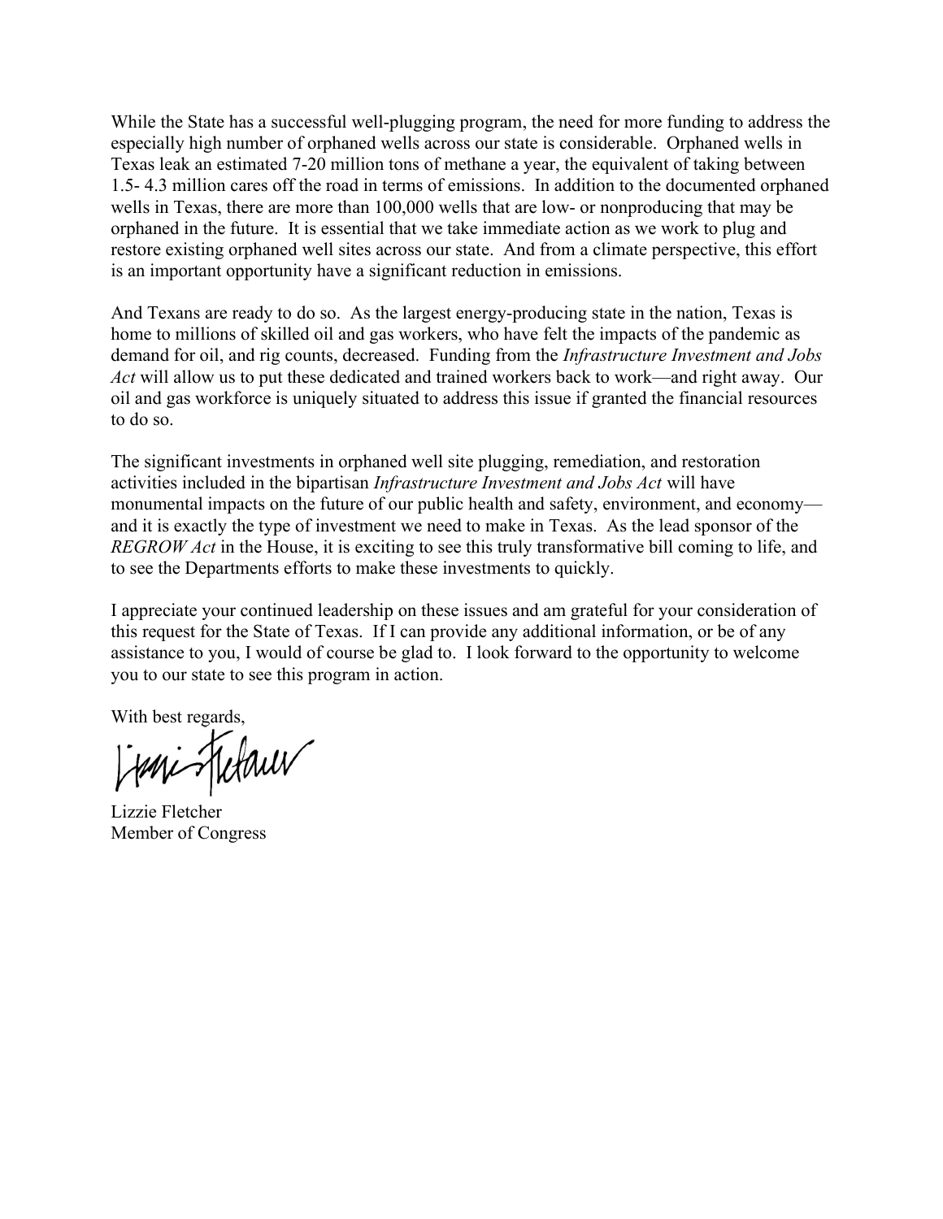While the State has a successful well-plugging program, the need for more funding to address the especially high number of orphaned wells across our state is considerable. Orphaned wells in Texas leak an estimated 7-20 million tons of methane a year, the equivalent of taking between 1.5- 4.3 million cares off the road in terms of emissions. In addition to the documented orphaned wells in Texas, there are more than 100,000 wells that are low- or nonproducing that may be orphaned in the future. It is essential that we take immediate action as we work to plug and restore existing orphaned well sites across our state. And from a climate perspective, this effort is an important opportunity have a significant reduction in emissions.

And Texans are ready to do so. As the largest energy-producing state in the nation, Texas is home to millions of skilled oil and gas workers, who have felt the impacts of the pandemic as demand for oil, and rig counts, decreased. Funding from the *Infrastructure Investment and Jobs Act* will allow us to put these dedicated and trained workers back to work—and right away. Our oil and gas workforce is uniquely situated to address this issue if granted the financial resources to do so.

The significant investments in orphaned well site plugging, remediation, and restoration activities included in the bipartisan *Infrastructure Investment and Jobs Act* will have monumental impacts on the future of our public health and safety, environment, and economy—and it is exactly the type of investment we need to make in Texas. As the lead sponsor of the *REGROW Act* in the House, it is exciting to see this truly transformative bill coming to life, and to see the Departments efforts to make these investments to quickly.

I appreciate your continued leadership on these issues and am grateful for your consideration of this request for the State of Texas. If I can provide any additional information, or be of any assistance to you, I would of course be glad to. I look forward to the opportunity to welcome you to our state to see this program in action.

With best regards,

Lizzie Fletcher
Member of Congress